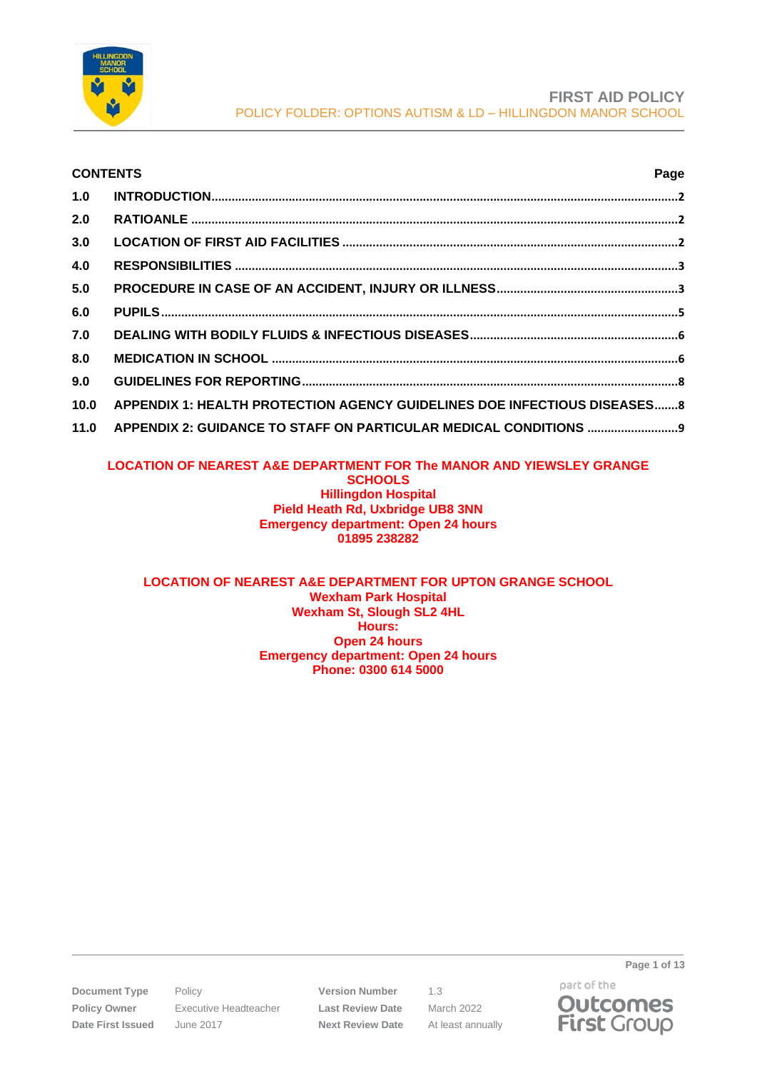# FIRST AID POLICY

POLICY FOLDER: OPTIONS AUTISM & LD – HILLINGDON MANOR SCHOOL

| CONTENTS | | Page |
|---|---|---|
| 1.0 | INTRODUCTION | 2 |
| 2.0 | RATIOANLE | 2 |
| 3.0 | LOCATION OF FIRST AID FACILITIES | 2 |
| 4.0 | RESPONSIBILITIES | 3 |
| 5.0 | PROCEDURE IN CASE OF AN ACCIDENT, INJURY OR ILLNESS | 3 |
| 6.0 | PUPILS | 5 |
| 7.0 | DEALING WITH BODILY FLUIDS & INFECTIOUS DISEASES | 6 |
| 8.0 | MEDICATION IN SCHOOL | 6 |
| 9.0 | GUIDELINES FOR REPORTING | 8 |
| 10.0 | APPENDIX 1: HEALTH PROTECTION AGENCY GUIDELINES DOE INFECTIOUS DISEASES | 8 |
| 11.0 | APPENDIX 2: GUIDANCE TO STAFF ON PARTICULAR MEDICAL CONDITIONS | 9 |

**LOCATION OF NEAREST A&E DEPARTMENT FOR The MANOR AND YIEWSLEY GRANGE SCHOOLS**
**Hillingdon Hospital**
**Pield Heath Rd, Uxbridge UB8 3NN**
**Emergency department: Open 24 hours**
**01895 238282**

**LOCATION OF NEAREST A&E DEPARTMENT FOR UPTON GRANGE SCHOOL**
**Wexham Park Hospital**
**Wexham St, Slough SL2 4HL**
**Hours:**
**Open 24 hours**
**Emergency department: Open 24 hours**
**Phone: 0300 614 5000**

| | | | |
|---|---|---|---|
| **Document Type** | Policy | **Version Number** | 1.3 |
| **Policy Owner** | Executive Headteacher | **Last Review Date** | March 2022 |
| **Date First Issued** | June 2017 | **Next Review Date** | At least annually |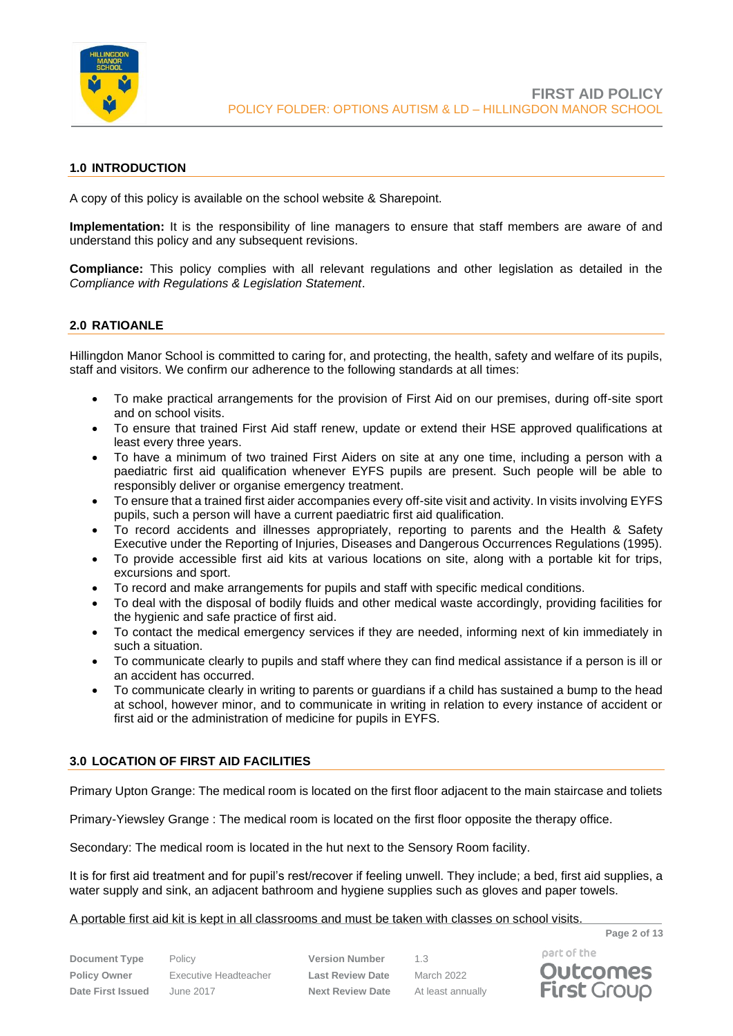## 1.0 INTRODUCTION

A copy of this policy is available on the school website & Sharepoint.

**Implementation:** It is the responsibility of line managers to ensure that staff members are aware of and understand this policy and any subsequent revisions.

**Compliance:** This policy complies with all relevant regulations and other legislation as detailed in the *Compliance with Regulations & Legislation Statement*.

## 2.0 RATIOANLE

Hillingdon Manor School is committed to caring for, and protecting, the health, safety and welfare of its pupils, staff and visitors. We confirm our adherence to the following standards at all times:

- To make practical arrangements for the provision of First Aid on our premises, during off-site sport and on school visits.
- To ensure that trained First Aid staff renew, update or extend their HSE approved qualifications at least every three years.
- To have a minimum of two trained First Aiders on site at any one time, including a person with a paediatric first aid qualification whenever EYFS pupils are present. Such people will be able to responsibly deliver or organise emergency treatment.
- To ensure that a trained first aider accompanies every off-site visit and activity. In visits involving EYFS pupils, such a person will have a current paediatric first aid qualification.
- To record accidents and illnesses appropriately, reporting to parents and the Health & Safety Executive under the Reporting of Injuries, Diseases and Dangerous Occurrences Regulations (1995).
- To provide accessible first aid kits at various locations on site, along with a portable kit for trips, excursions and sport.
- To record and make arrangements for pupils and staff with specific medical conditions.
- To deal with the disposal of bodily fluids and other medical waste accordingly, providing facilities for the hygienic and safe practice of first aid.
- To contact the medical emergency services if they are needed, informing next of kin immediately in such a situation.
- To communicate clearly to pupils and staff where they can find medical assistance if a person is ill or an accident has occurred.
- To communicate clearly in writing to parents or guardians if a child has sustained a bump to the head at school, however minor, and to communicate in writing in relation to every instance of accident or first aid or the administration of medicine for pupils in EYFS.

## 3.0 LOCATION OF FIRST AID FACILITIES

Primary Upton Grange: The medical room is located on the first floor adjacent to the main staircase and toliets

Primary-Yiewsley Grange : The medical room is located on the first floor opposite the therapy office.

Secondary: The medical room is located in the hut next to the Sensory Room facility.

It is for first aid treatment and for pupil's rest/recover if feeling unwell. They include; a bed, first aid supplies, a water supply and sink, an adjacent bathroom and hygiene supplies such as gloves and paper towels.

A portable first aid kit is kept in all classrooms and must be taken with classes on school visits.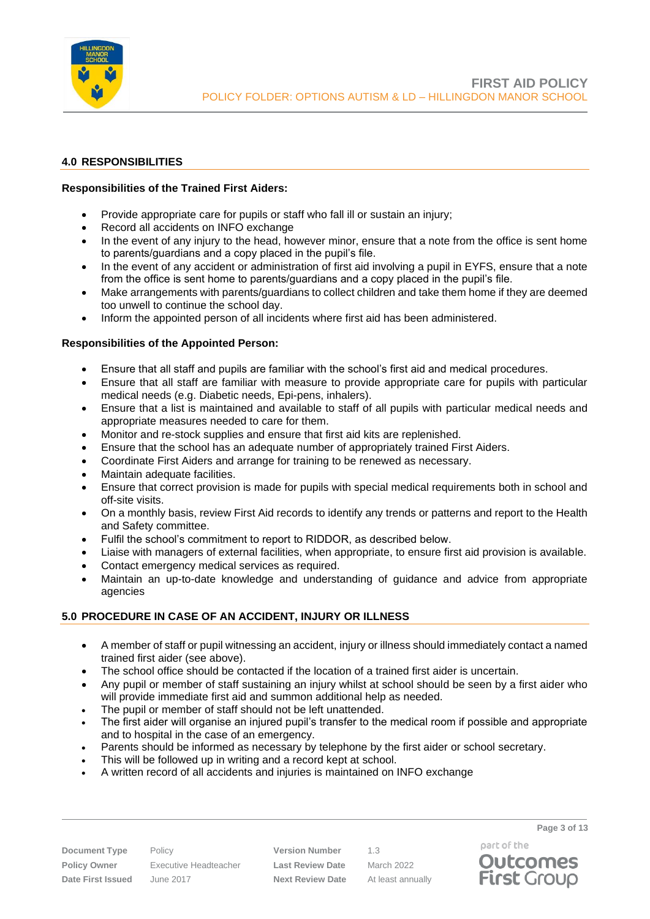## 4.0 RESPONSIBILITIES

**Responsibilities of the Trained First Aiders:**

- Provide appropriate care for pupils or staff who fall ill or sustain an injury;
- Record all accidents on INFO exchange
- In the event of any injury to the head, however minor, ensure that a note from the office is sent home to parents/guardians and a copy placed in the pupil's file.
- In the event of any accident or administration of first aid involving a pupil in EYFS, ensure that a note from the office is sent home to parents/guardians and a copy placed in the pupil's file.
- Make arrangements with parents/guardians to collect children and take them home if they are deemed too unwell to continue the school day.
- Inform the appointed person of all incidents where first aid has been administered.

**Responsibilities of the Appointed Person:**

- Ensure that all staff and pupils are familiar with the school's first aid and medical procedures.
- Ensure that all staff are familiar with measure to provide appropriate care for pupils with particular medical needs (e.g. Diabetic needs, Epi-pens, inhalers).
- Ensure that a list is maintained and available to staff of all pupils with particular medical needs and appropriate measures needed to care for them.
- Monitor and re-stock supplies and ensure that first aid kits are replenished.
- Ensure that the school has an adequate number of appropriately trained First Aiders.
- Coordinate First Aiders and arrange for training to be renewed as necessary.
- Maintain adequate facilities.
- Ensure that correct provision is made for pupils with special medical requirements both in school and off-site visits.
- On a monthly basis, review First Aid records to identify any trends or patterns and report to the Health and Safety committee.
- Fulfil the school's commitment to report to RIDDOR, as described below.
- Liaise with managers of external facilities, when appropriate, to ensure first aid provision is available.
- Contact emergency medical services as required.
- Maintain an up-to-date knowledge and understanding of guidance and advice from appropriate agencies

## 5.0 PROCEDURE IN CASE OF AN ACCIDENT, INJURY OR ILLNESS

- A member of staff or pupil witnessing an accident, injury or illness should immediately contact a named trained first aider (see above).
- The school office should be contacted if the location of a trained first aider is uncertain.
- Any pupil or member of staff sustaining an injury whilst at school should be seen by a first aider who will provide immediate first aid and summon additional help as needed.
- The pupil or member of staff should not be left unattended.
- The first aider will organise an injured pupil's transfer to the medical room if possible and appropriate and to hospital in the case of an emergency.
- Parents should be informed as necessary by telephone by the first aider or school secretary.
- This will be followed up in writing and a record kept at school.
- A written record of all accidents and injuries is maintained on INFO exchange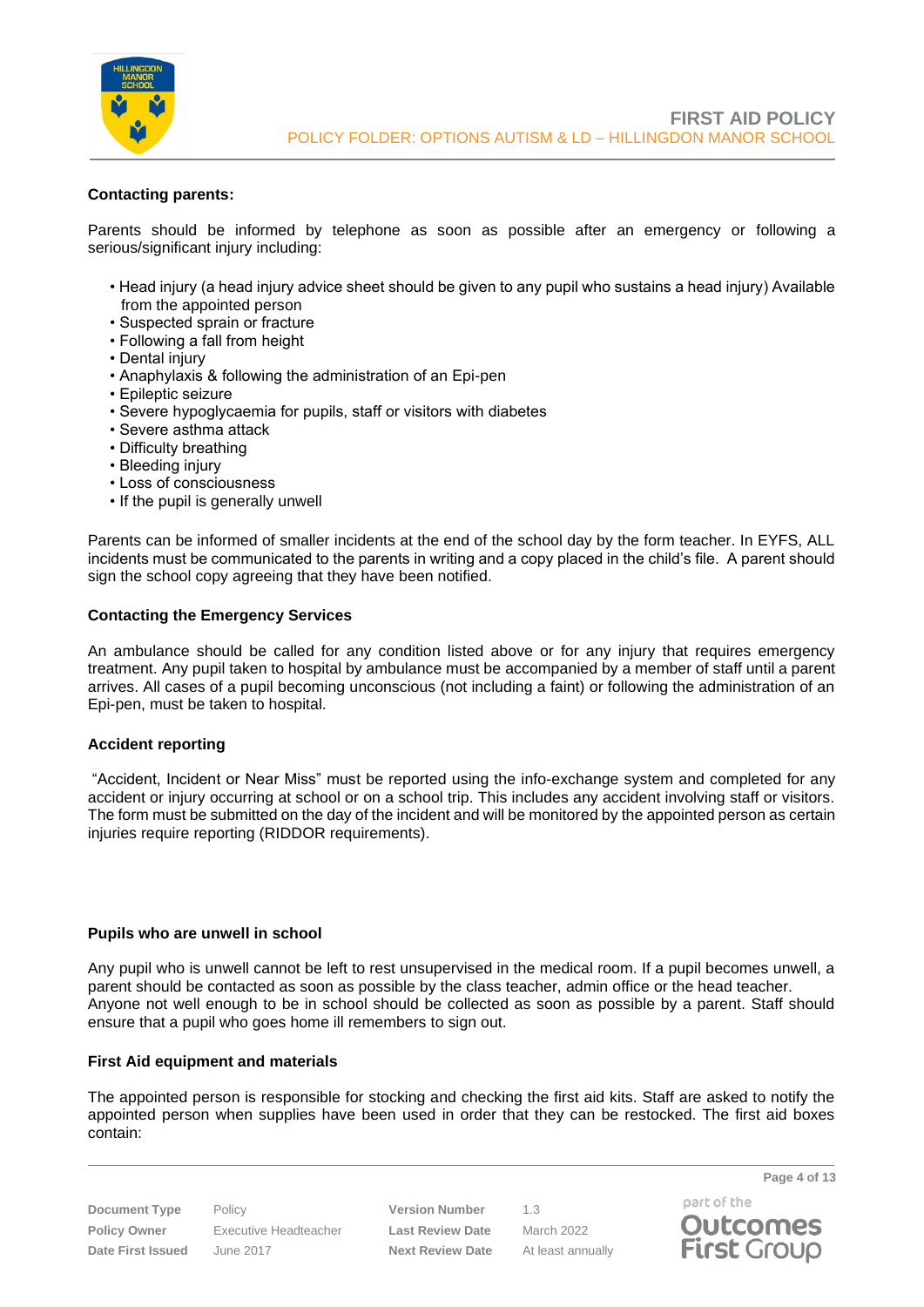### Contacting parents:

Parents should be informed by telephone as soon as possible after an emergency or following a serious/significant injury including:

- Head injury (a head injury advice sheet should be given to any pupil who sustains a head injury) Available from the appointed person
- Suspected sprain or fracture
- Following a fall from height
- Dental injury
- Anaphylaxis & following the administration of an Epi-pen
- Epileptic seizure
- Severe hypoglycaemia for pupils, staff or visitors with diabetes
- Severe asthma attack
- Difficulty breathing
- Bleeding injury
- Loss of consciousness
- If the pupil is generally unwell

Parents can be informed of smaller incidents at the end of the school day by the form teacher. In EYFS, ALL incidents must be communicated to the parents in writing and a copy placed in the child's file. A parent should sign the school copy agreeing that they have been notified.

### Contacting the Emergency Services

An ambulance should be called for any condition listed above or for any injury that requires emergency treatment. Any pupil taken to hospital by ambulance must be accompanied by a member of staff until a parent arrives. All cases of a pupil becoming unconscious (not including a faint) or following the administration of an Epi-pen, must be taken to hospital.

### Accident reporting

"Accident, Incident or Near Miss" must be reported using the info-exchange system and completed for any accident or injury occurring at school or on a school trip. This includes any accident involving staff or visitors. The form must be submitted on the day of the incident and will be monitored by the appointed person as certain injuries require reporting (RIDDOR requirements).

### Pupils who are unwell in school

Any pupil who is unwell cannot be left to rest unsupervised in the medical room. If a pupil becomes unwell, a parent should be contacted as soon as possible by the class teacher, admin office or the head teacher. Anyone not well enough to be in school should be collected as soon as possible by a parent. Staff should ensure that a pupil who goes home ill remembers to sign out.

### First Aid equipment and materials

The appointed person is responsible for stocking and checking the first aid kits. Staff are asked to notify the appointed person when supplies have been used in order that they can be restocked. The first aid boxes contain: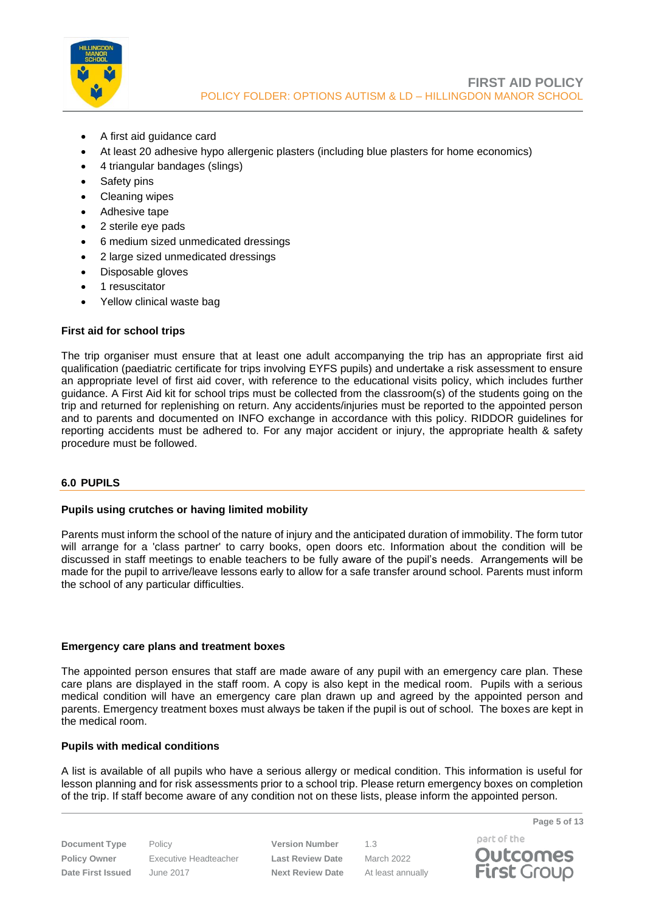- A first aid guidance card
- At least 20 adhesive hypo allergenic plasters (including blue plasters for home economics)
- 4 triangular bandages (slings)
- Safety pins
- Cleaning wipes
- Adhesive tape
- 2 sterile eye pads
- 6 medium sized unmedicated dressings
- 2 large sized unmedicated dressings
- Disposable gloves
- 1 resuscitator
- Yellow clinical waste bag

**First aid for school trips**

The trip organiser must ensure that at least one adult accompanying the trip has an appropriate first aid qualification (paediatric certificate for trips involving EYFS pupils) and undertake a risk assessment to ensure an appropriate level of first aid cover, with reference to the educational visits policy, which includes further guidance. A First Aid kit for school trips must be collected from the classroom(s) of the students going on the trip and returned for replenishing on return. Any accidents/injuries must be reported to the appointed person and to parents and documented on INFO exchange in accordance with this policy. RIDDOR guidelines for reporting accidents must be adhered to. For any major accident or injury, the appropriate health & safety procedure must be followed.

## 6.0 PUPILS

**Pupils using crutches or having limited mobility**

Parents must inform the school of the nature of injury and the anticipated duration of immobility. The form tutor will arrange for a 'class partner' to carry books, open doors etc. Information about the condition will be discussed in staff meetings to enable teachers to be fully aware of the pupil's needs. Arrangements will be made for the pupil to arrive/leave lessons early to allow for a safe transfer around school. Parents must inform the school of any particular difficulties.

**Emergency care plans and treatment boxes**

The appointed person ensures that staff are made aware of any pupil with an emergency care plan. These care plans are displayed in the staff room. A copy is also kept in the medical room. Pupils with a serious medical condition will have an emergency care plan drawn up and agreed by the appointed person and parents. Emergency treatment boxes must always be taken if the pupil is out of school. The boxes are kept in the medical room.

**Pupils with medical conditions**

A list is available of all pupils who have a serious allergy or medical condition. This information is useful for lesson planning and for risk assessments prior to a school trip. Please return emergency boxes on completion of the trip. If staff become aware of any condition not on these lists, please inform the appointed person.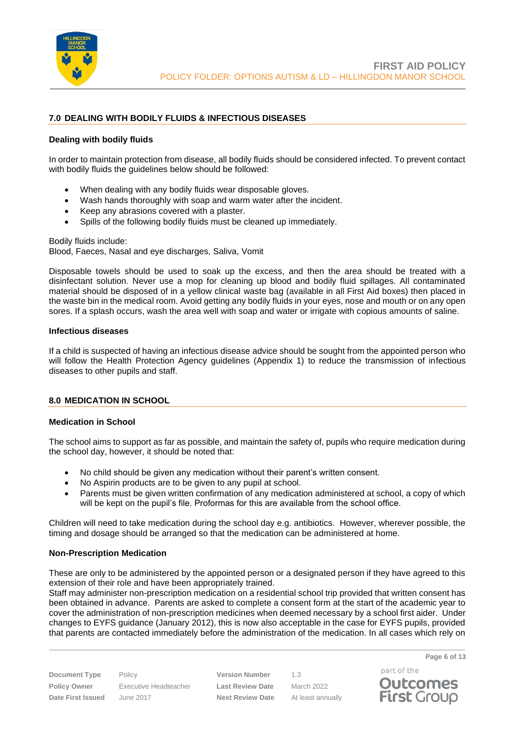## 7.0 DEALING WITH BODILY FLUIDS & INFECTIOUS DISEASES

### Dealing with bodily fluids

In order to maintain protection from disease, all bodily fluids should be considered infected. To prevent contact with bodily fluids the guidelines below should be followed:

- When dealing with any bodily fluids wear disposable gloves.
- Wash hands thoroughly with soap and warm water after the incident.
- Keep any abrasions covered with a plaster.
- Spills of the following bodily fluids must be cleaned up immediately.

Bodily fluids include:
Blood, Faeces, Nasal and eye discharges, Saliva, Vomit

Disposable towels should be used to soak up the excess, and then the area should be treated with a disinfectant solution. Never use a mop for cleaning up blood and bodily fluid spillages. All contaminated material should be disposed of in a yellow clinical waste bag (available in all First Aid boxes) then placed in the waste bin in the medical room. Avoid getting any bodily fluids in your eyes, nose and mouth or on any open sores. If a splash occurs, wash the area well with soap and water or irrigate with copious amounts of saline.

### Infectious diseases

If a child is suspected of having an infectious disease advice should be sought from the appointed person who will follow the Health Protection Agency guidelines (Appendix 1) to reduce the transmission of infectious diseases to other pupils and staff.

## 8.0 MEDICATION IN SCHOOL

### Medication in School

The school aims to support as far as possible, and maintain the safety of, pupils who require medication during the school day, however, it should be noted that:

- No child should be given any medication without their parent's written consent.
- No Aspirin products are to be given to any pupil at school.
- Parents must be given written confirmation of any medication administered at school, a copy of which will be kept on the pupil's file. Proformas for this are available from the school office.

Children will need to take medication during the school day e.g. antibiotics. However, wherever possible, the timing and dosage should be arranged so that the medication can be administered at home.

### Non-Prescription Medication

These are only to be administered by the appointed person or a designated person if they have agreed to this extension of their role and have been appropriately trained.
Staff may administer non-prescription medication on a residential school trip provided that written consent has been obtained in advance. Parents are asked to complete a consent form at the start of the academic year to cover the administration of non-prescription medicines when deemed necessary by a school first aider. Under changes to EYFS guidance (January 2012), this is now also acceptable in the case for EYFS pupils, provided that parents are contacted immediately before the administration of the medication. In all cases which rely on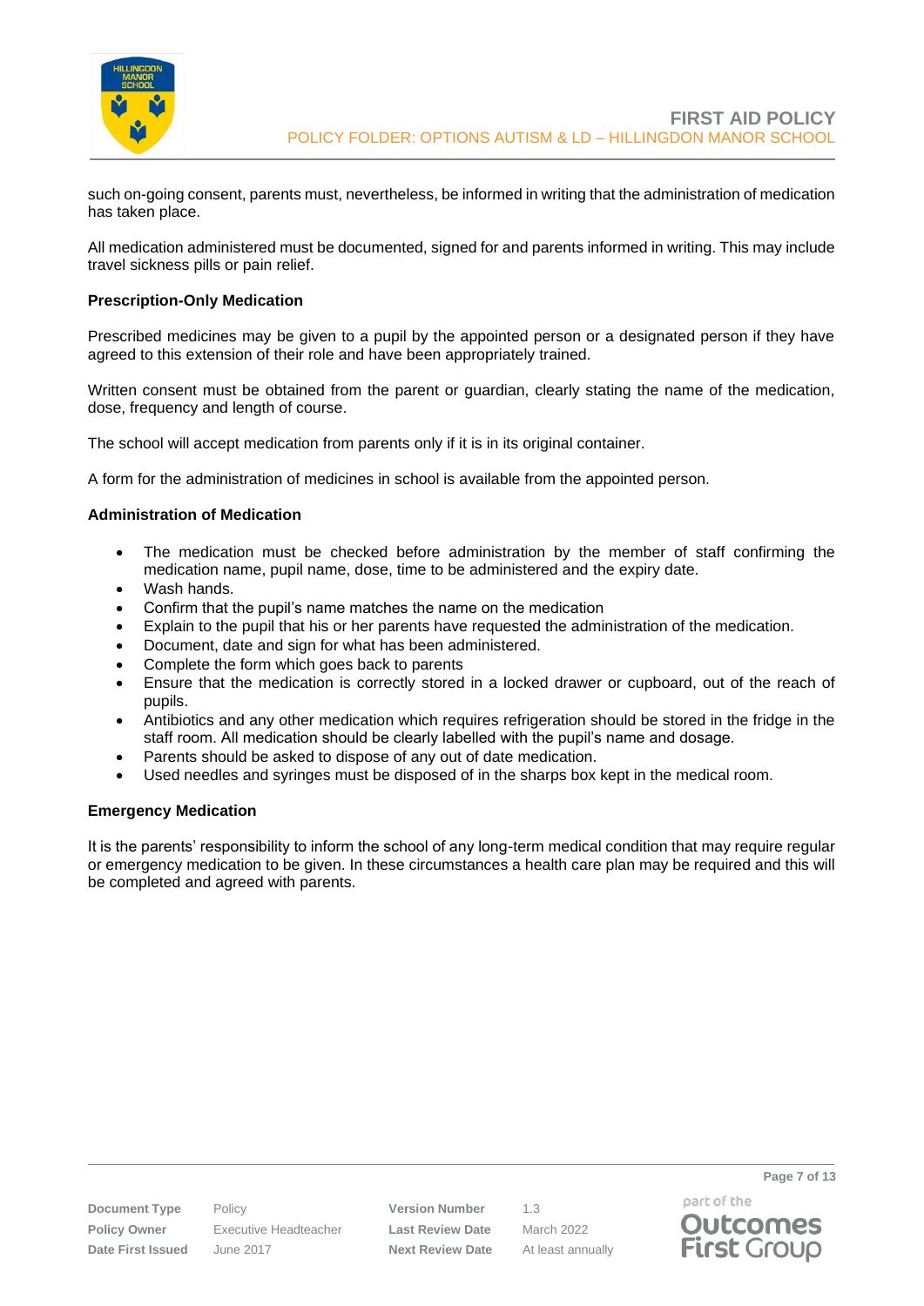such on-going consent, parents must, nevertheless, be informed in writing that the administration of medication has taken place.

All medication administered must be documented, signed for and parents informed in writing. This may include travel sickness pills or pain relief.

**Prescription-Only Medication**

Prescribed medicines may be given to a pupil by the appointed person or a designated person if they have agreed to this extension of their role and have been appropriately trained.

Written consent must be obtained from the parent or guardian, clearly stating the name of the medication, dose, frequency and length of course.

The school will accept medication from parents only if it is in its original container.

A form for the administration of medicines in school is available from the appointed person.

**Administration of Medication**

- The medication must be checked before administration by the member of staff confirming the medication name, pupil name, dose, time to be administered and the expiry date.
- Wash hands.
- Confirm that the pupil's name matches the name on the medication
- Explain to the pupil that his or her parents have requested the administration of the medication.
- Document, date and sign for what has been administered.
- Complete the form which goes back to parents
- Ensure that the medication is correctly stored in a locked drawer or cupboard, out of the reach of pupils.
- Antibiotics and any other medication which requires refrigeration should be stored in the fridge in the staff room. All medication should be clearly labelled with the pupil's name and dosage.
- Parents should be asked to dispose of any out of date medication.
- Used needles and syringes must be disposed of in the sharps box kept in the medical room.

**Emergency Medication**

It is the parents' responsibility to inform the school of any long-term medical condition that may require regular or emergency medication to be given. In these circumstances a health care plan may be required and this will be completed and agreed with parents.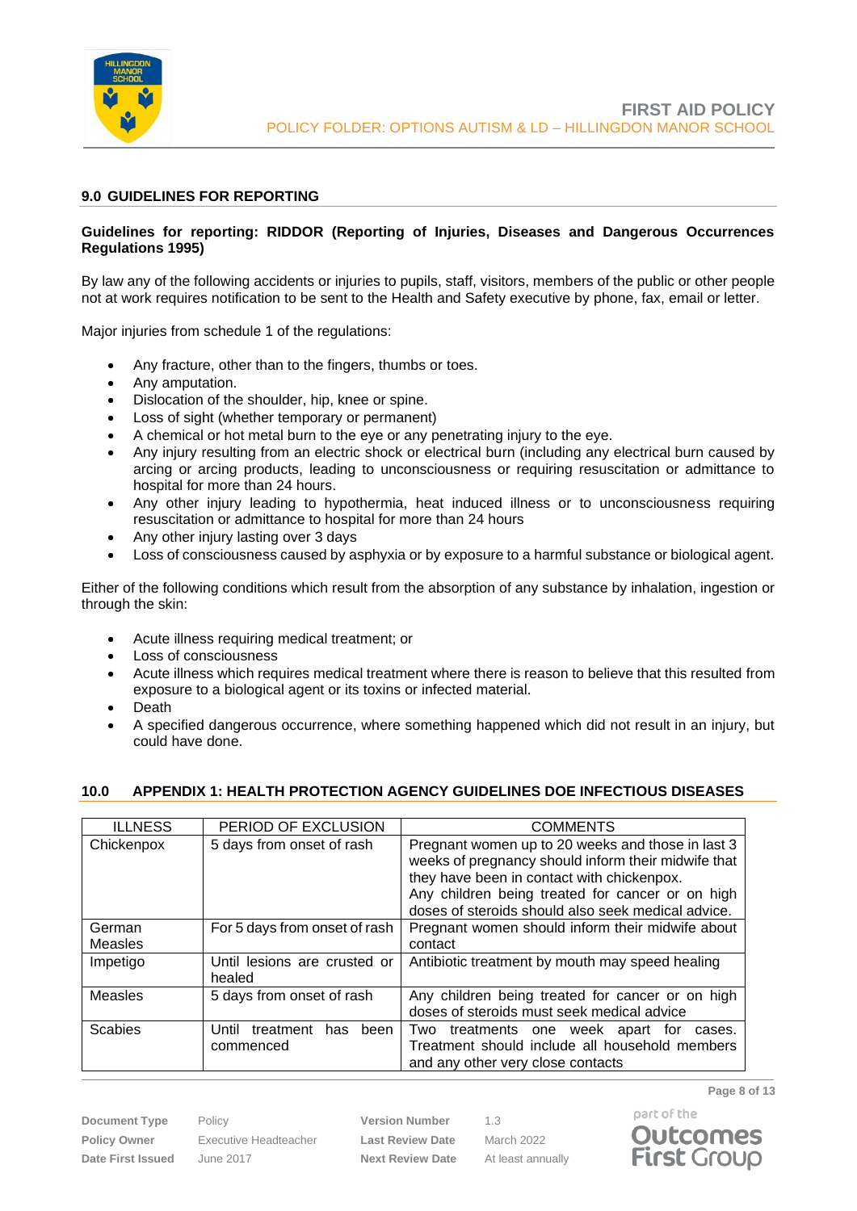## 9.0 GUIDELINES FOR REPORTING

**Guidelines for reporting: RIDDOR (Reporting of Injuries, Diseases and Dangerous Occurrences Regulations 1995)**

By law any of the following accidents or injuries to pupils, staff, visitors, members of the public or other people not at work requires notification to be sent to the Health and Safety executive by phone, fax, email or letter.

Major injuries from schedule 1 of the regulations:

- Any fracture, other than to the fingers, thumbs or toes.
- Any amputation.
- Dislocation of the shoulder, hip, knee or spine.
- Loss of sight (whether temporary or permanent)
- A chemical or hot metal burn to the eye or any penetrating injury to the eye.
- Any injury resulting from an electric shock or electrical burn (including any electrical burn caused by arcing or arcing products, leading to unconsciousness or requiring resuscitation or admittance to hospital for more than 24 hours.
- Any other injury leading to hypothermia, heat induced illness or to unconsciousness requiring resuscitation or admittance to hospital for more than 24 hours
- Any other injury lasting over 3 days
- Loss of consciousness caused by asphyxia or by exposure to a harmful substance or biological agent.

Either of the following conditions which result from the absorption of any substance by inhalation, ingestion or through the skin:

- Acute illness requiring medical treatment; or
- Loss of consciousness
- Acute illness which requires medical treatment where there is reason to believe that this resulted from exposure to a biological agent or its toxins or infected material.
- Death
- A specified dangerous occurrence, where something happened which did not result in an injury, but could have done.

## 10.0 APPENDIX 1: HEALTH PROTECTION AGENCY GUIDELINES DOE INFECTIOUS DISEASES

| ILLNESS | PERIOD OF EXCLUSION | COMMENTS |
|---|---|---|
| Chickenpox | 5 days from onset of rash | Pregnant women up to 20 weeks and those in last 3 weeks of pregnancy should inform their midwife that they have been in contact with chickenpox. Any children being treated for cancer or on high doses of steroids should also seek medical advice. |
| German Measles | For 5 days from onset of rash | Pregnant women should inform their midwife about contact |
| Impetigo | Until lesions are crusted or healed | Antibiotic treatment by mouth may speed healing |
| Measles | 5 days from onset of rash | Any children being treated for cancer or on high doses of steroids must seek medical advice |
| Scabies | Until treatment has been commenced | Two treatments one week apart for cases. Treatment should include all household members and any other very close contacts |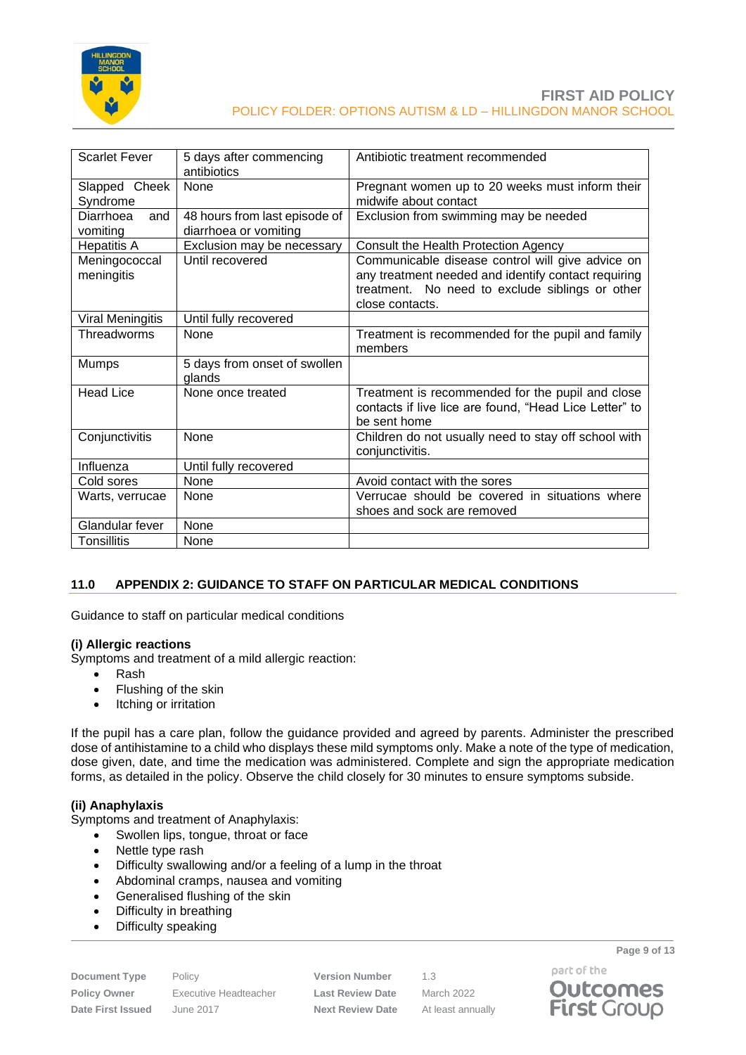| Scarlet Fever | 5 days after commencing antibiotics | Antibiotic treatment recommended |
|---|---|---|
| Slapped Cheek Syndrome | None | Pregnant women up to 20 weeks must inform their midwife about contact |
| Diarrhoea and vomiting | 48 hours from last episode of diarrhoea or vomiting | Exclusion from swimming may be needed |
| Hepatitis A | Exclusion may be necessary | Consult the Health Protection Agency |
| Meningococcal meningitis | Until recovered | Communicable disease control will give advice on any treatment needed and identify contact requiring treatment. No need to exclude siblings or other close contacts. |
| Viral Meningitis | Until fully recovered | |
| Threadworms | None | Treatment is recommended for the pupil and family members |
| Mumps | 5 days from onset of swollen glands | |
| Head Lice | None once treated | Treatment is recommended for the pupil and close contacts if live lice are found, "Head Lice Letter" to be sent home |
| Conjunctivitis | None | Children do not usually need to stay off school with conjunctivitis. |
| Influenza | Until fully recovered | |
| Cold sores | None | Avoid contact with the sores |
| Warts, verrucae | None | Verrucae should be covered in situations where shoes and sock are removed |
| Glandular fever | None | |
| Tonsillitis | None | |

## 11.0 APPENDIX 2: GUIDANCE TO STAFF ON PARTICULAR MEDICAL CONDITIONS

Guidance to staff on particular medical conditions

**(i) Allergic reactions**

Symptoms and treatment of a mild allergic reaction:

- Rash
- Flushing of the skin
- Itching or irritation

If the pupil has a care plan, follow the guidance provided and agreed by parents. Administer the prescribed dose of antihistamine to a child who displays these mild symptoms only. Make a note of the type of medication, dose given, date, and time the medication was administered. Complete and sign the appropriate medication forms, as detailed in the policy. Observe the child closely for 30 minutes to ensure symptoms subside.

**(ii) Anaphylaxis**

Symptoms and treatment of Anaphylaxis:

- Swollen lips, tongue, throat or face
- Nettle type rash
- Difficulty swallowing and/or a feeling of a lump in the throat
- Abdominal cramps, nausea and vomiting
- Generalised flushing of the skin
- Difficulty in breathing
- Difficulty speaking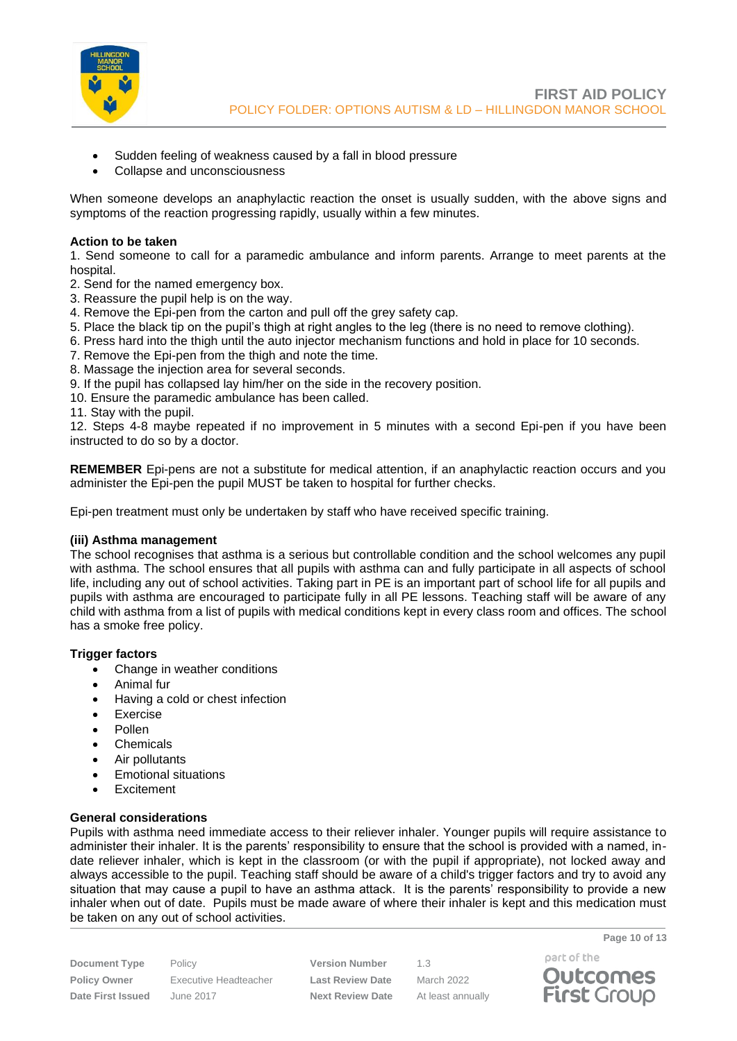- Sudden feeling of weakness caused by a fall in blood pressure
- Collapse and unconsciousness

When someone develops an anaphylactic reaction the onset is usually sudden, with the above signs and symptoms of the reaction progressing rapidly, usually within a few minutes.

**Action to be taken**

1. Send someone to call for a paramedic ambulance and inform parents. Arrange to meet parents at the hospital.
2. Send for the named emergency box.
3. Reassure the pupil help is on the way.
4. Remove the Epi-pen from the carton and pull off the grey safety cap.
5. Place the black tip on the pupil's thigh at right angles to the leg (there is no need to remove clothing).
6. Press hard into the thigh until the auto injector mechanism functions and hold in place for 10 seconds.
7. Remove the Epi-pen from the thigh and note the time.
8. Massage the injection area for several seconds.
9. If the pupil has collapsed lay him/her on the side in the recovery position.
10. Ensure the paramedic ambulance has been called.
11. Stay with the pupil.
12. Steps 4-8 maybe repeated if no improvement in 5 minutes with a second Epi-pen if you have been instructed to do so by a doctor.

**REMEMBER** Epi-pens are not a substitute for medical attention, if an anaphylactic reaction occurs and you administer the Epi-pen the pupil MUST be taken to hospital for further checks.

Epi-pen treatment must only be undertaken by staff who have received specific training.

**(iii) Asthma management**

The school recognises that asthma is a serious but controllable condition and the school welcomes any pupil with asthma. The school ensures that all pupils with asthma can and fully participate in all aspects of school life, including any out of school activities. Taking part in PE is an important part of school life for all pupils and pupils with asthma are encouraged to participate fully in all PE lessons. Teaching staff will be aware of any child with asthma from a list of pupils with medical conditions kept in every class room and offices. The school has a smoke free policy.

**Trigger factors**

- Change in weather conditions
- Animal fur
- Having a cold or chest infection
- Exercise
- Pollen
- Chemicals
- Air pollutants
- Emotional situations
- Excitement

**General considerations**

Pupils with asthma need immediate access to their reliever inhaler. Younger pupils will require assistance to administer their inhaler. It is the parents' responsibility to ensure that the school is provided with a named, in-date reliever inhaler, which is kept in the classroom (or with the pupil if appropriate), not locked away and always accessible to the pupil. Teaching staff should be aware of a child's trigger factors and try to avoid any situation that may cause a pupil to have an asthma attack. It is the parents' responsibility to provide a new inhaler when out of date. Pupils must be made aware of where their inhaler is kept and this medication must be taken on any out of school activities.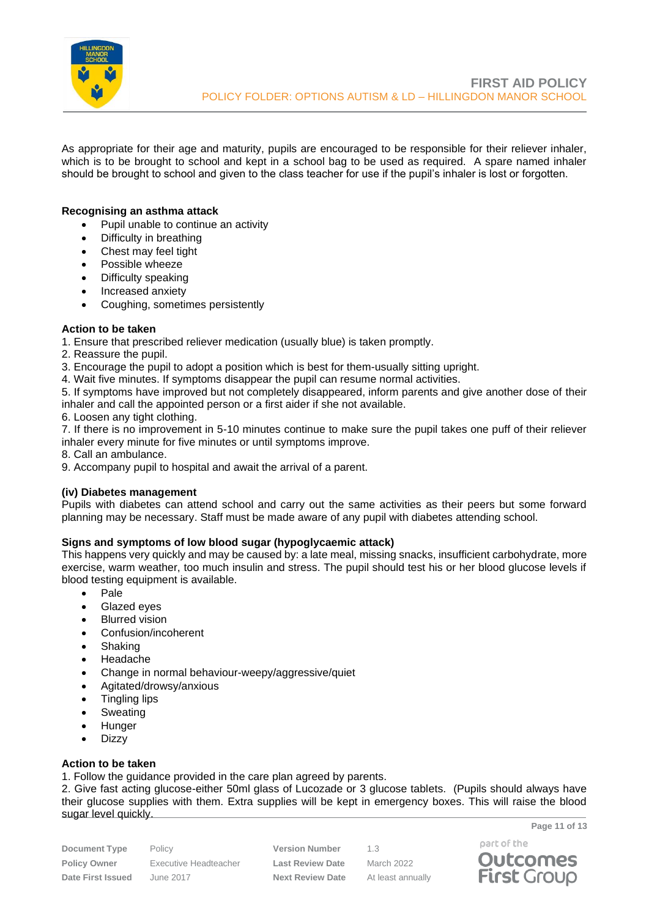As appropriate for their age and maturity, pupils are encouraged to be responsible for their reliever inhaler, which is to be brought to school and kept in a school bag to be used as required. A spare named inhaler should be brought to school and given to the class teacher for use if the pupil's inhaler is lost or forgotten.

**Recognising an asthma attack**

- Pupil unable to continue an activity
- Difficulty in breathing
- Chest may feel tight
- Possible wheeze
- Difficulty speaking
- Increased anxiety
- Coughing, sometimes persistently

**Action to be taken**

1. Ensure that prescribed reliever medication (usually blue) is taken promptly.
2. Reassure the pupil.
3. Encourage the pupil to adopt a position which is best for them-usually sitting upright.
4. Wait five minutes. If symptoms disappear the pupil can resume normal activities.
5. If symptoms have improved but not completely disappeared, inform parents and give another dose of their inhaler and call the appointed person or a first aider if she not available.
6. Loosen any tight clothing.
7. If there is no improvement in 5-10 minutes continue to make sure the pupil takes one puff of their reliever inhaler every minute for five minutes or until symptoms improve.
8. Call an ambulance.
9. Accompany pupil to hospital and await the arrival of a parent.

**(iv) Diabetes management**

Pupils with diabetes can attend school and carry out the same activities as their peers but some forward planning may be necessary. Staff must be made aware of any pupil with diabetes attending school.

**Signs and symptoms of low blood sugar (hypoglycaemic attack)**

This happens very quickly and may be caused by: a late meal, missing snacks, insufficient carbohydrate, more exercise, warm weather, too much insulin and stress. The pupil should test his or her blood glucose levels if blood testing equipment is available.

- Pale
- Glazed eyes
- Blurred vision
- Confusion/incoherent
- Shaking
- Headache
- Change in normal behaviour-weepy/aggressive/quiet
- Agitated/drowsy/anxious
- Tingling lips
- Sweating
- Hunger
- Dizzy

**Action to be taken**

1. Follow the guidance provided in the care plan agreed by parents.
2. Give fast acting glucose-either 50ml glass of Lucozade or 3 glucose tablets. (Pupils should always have their glucose supplies with them. Extra supplies will be kept in emergency boxes. This will raise the blood sugar level quickly.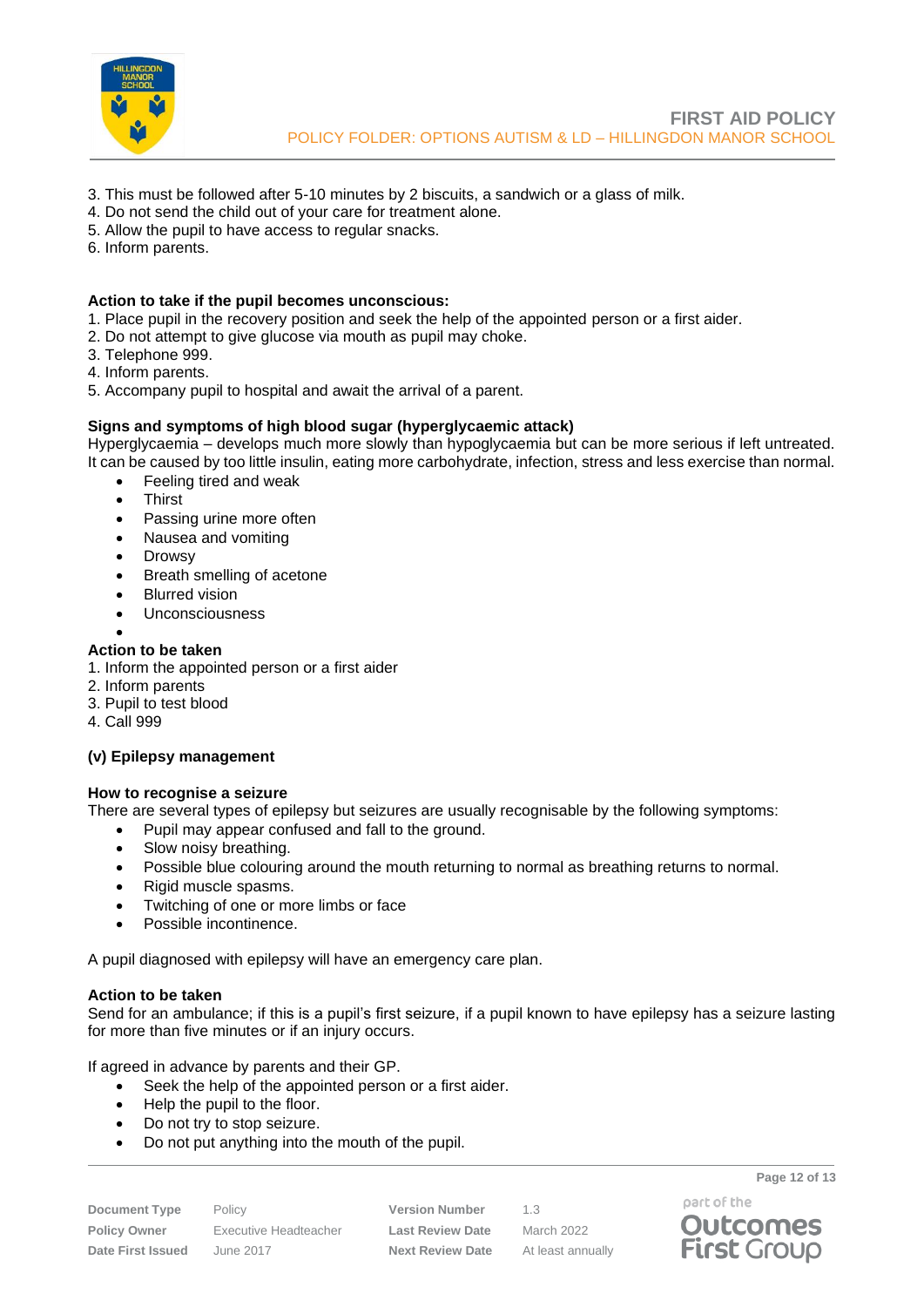3. This must be followed after 5-10 minutes by 2 biscuits, a sandwich or a glass of milk.
4. Do not send the child out of your care for treatment alone.
5. Allow the pupil to have access to regular snacks.
6. Inform parents.

**Action to take if the pupil becomes unconscious:**

1. Place pupil in the recovery position and seek the help of the appointed person or a first aider.
2. Do not attempt to give glucose via mouth as pupil may choke.
3. Telephone 999.
4. Inform parents.
5. Accompany pupil to hospital and await the arrival of a parent.

**Signs and symptoms of high blood sugar (hyperglycaemic attack)**

Hyperglycaemia – develops much more slowly than hypoglycaemia but can be more serious if left untreated. It can be caused by too little insulin, eating more carbohydrate, infection, stress and less exercise than normal.

- Feeling tired and weak
- Thirst
- Passing urine more often
- Nausea and vomiting
- Drowsy
- Breath smelling of acetone
- Blurred vision
- Unconsciousness

**Action to be taken**

1. Inform the appointed person or a first aider
2. Inform parents
3. Pupil to test blood
4. Call 999

**(v) Epilepsy management**

**How to recognise a seizure**

There are several types of epilepsy but seizures are usually recognisable by the following symptoms:

- Pupil may appear confused and fall to the ground.
- Slow noisy breathing.
- Possible blue colouring around the mouth returning to normal as breathing returns to normal.
- Rigid muscle spasms.
- Twitching of one or more limbs or face
- Possible incontinence.

A pupil diagnosed with epilepsy will have an emergency care plan.

**Action to be taken**

Send for an ambulance; if this is a pupil's first seizure, if a pupil known to have epilepsy has a seizure lasting for more than five minutes or if an injury occurs.

If agreed in advance by parents and their GP.

- Seek the help of the appointed person or a first aider.
- Help the pupil to the floor.
- Do not try to stop seizure.
- Do not put anything into the mouth of the pupil.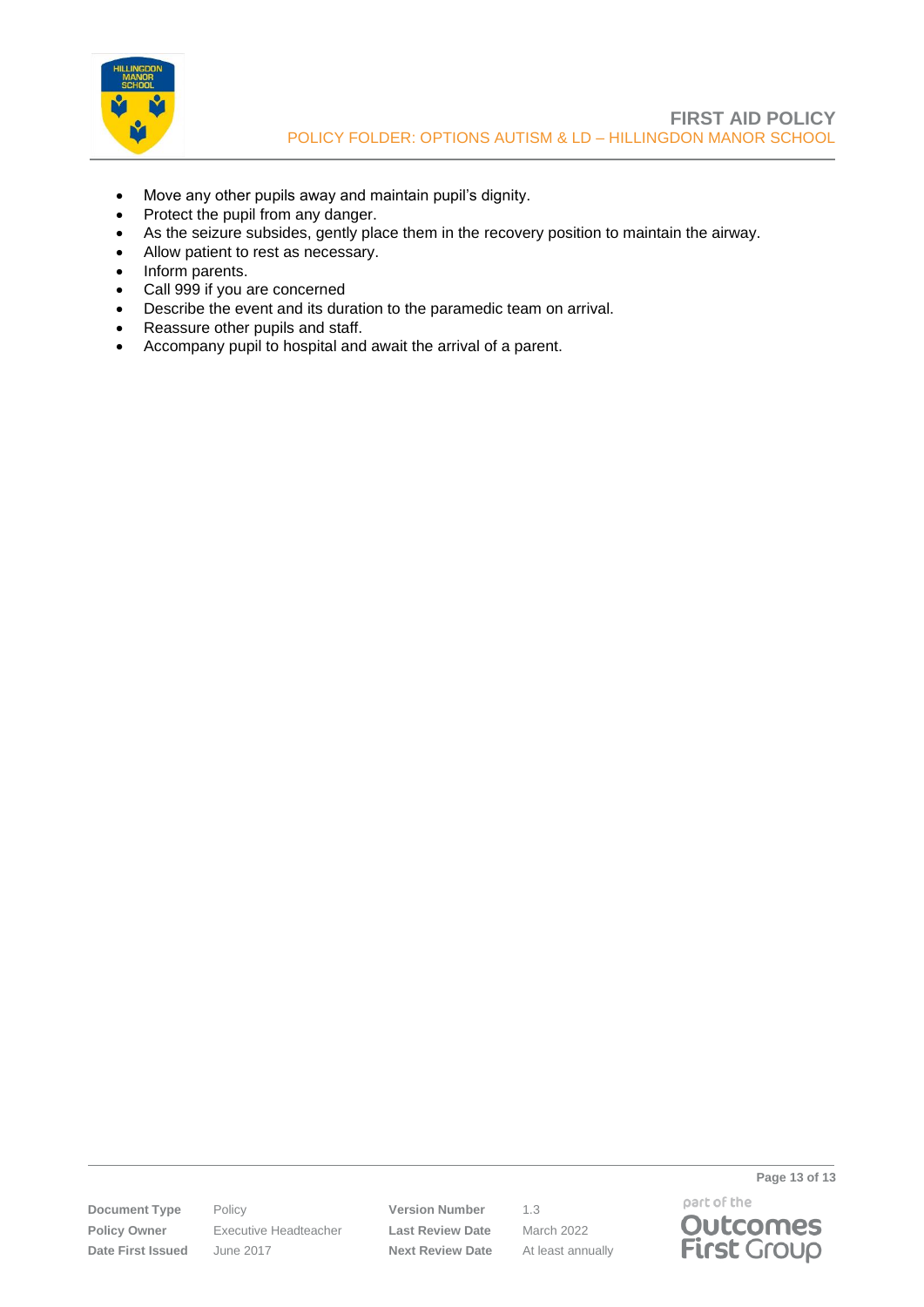- Move any other pupils away and maintain pupil's dignity.
- Protect the pupil from any danger.
- As the seizure subsides, gently place them in the recovery position to maintain the airway.
- Allow patient to rest as necessary.
- Inform parents.
- Call 999 if you are concerned
- Describe the event and its duration to the paramedic team on arrival.
- Reassure other pupils and staff.
- Accompany pupil to hospital and await the arrival of a parent.